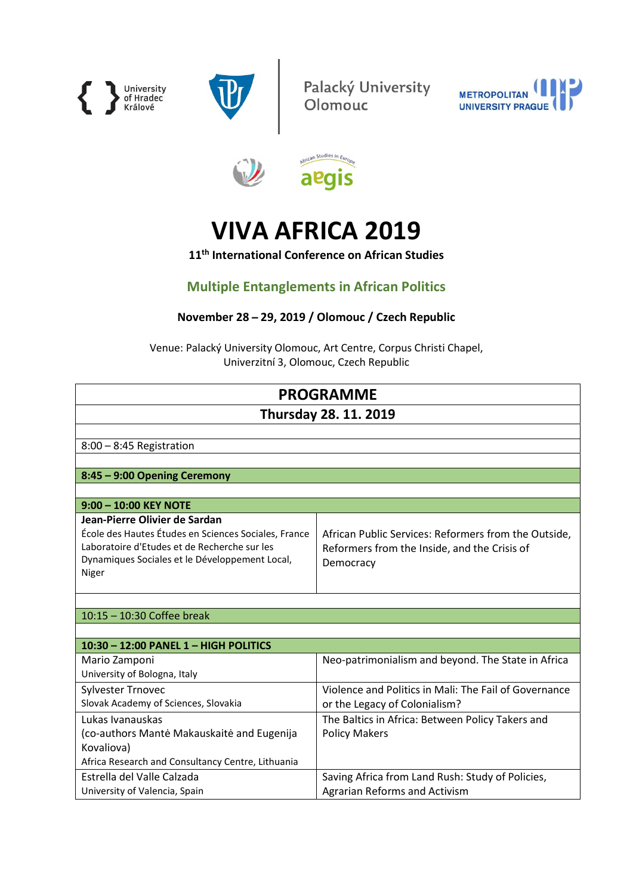University of Hradec Králové

Palacký University Olomouc

METROPOLITAN UNIVERSITY PRAGUE

African Studies in Europe aegis

# VIVA AFRICA 2019

**11th International Conference on African Studies**

## Multiple Entanglements in African Politics

**November 28 – 29, 2019 / Olomouc / Czech Republic**

Venue: Palacký University Olomouc, Art Centre, Corpus Christi Chapel, Univerzitní 3, Olomouc, Czech Republic

| PROGRAMME | |
|---|---|
| **Thursday 28. 11. 2019** | |
| | |
| 8:00 – 8:45 Registration | |
| | |
| **8:45 – 9:00 Opening Ceremony** | |
| | |
| **9:00 – 10:00 KEY NOTE** | |
| **Jean-Pierre Olivier de Sardan**<br>École des Hautes Études en Sciences Sociales, France<br>Laboratoire d'Etudes et de Recherche sur les Dynamiques Sociales et le Développement Local, Niger | African Public Services: Reformers from the Outside, Reformers from the Inside, and the Crisis of Democracy |
| | |
| 10:15 – 10:30 Coffee break | |
| | |
| **10:30 – 12:00 PANEL 1 – HIGH POLITICS** | |
| Mario Zamponi<br>University of Bologna, Italy | Neo-patrimonialism and beyond. The State in Africa |
| Sylvester Trnovec<br>Slovak Academy of Sciences, Slovakia | Violence and Politics in Mali: The Fail of Governance or the Legacy of Colonialism? |
| Lukas Ivanauskas<br>(co-authors Mantė Makauskaitė and Eugenija Kovaliova)<br>Africa Research and Consultancy Centre, Lithuania | The Baltics in Africa: Between Policy Takers and Policy Makers |
| Estrella del Valle Calzada<br>University of Valencia, Spain | Saving Africa from Land Rush: Study of Policies, Agrarian Reforms and Activism |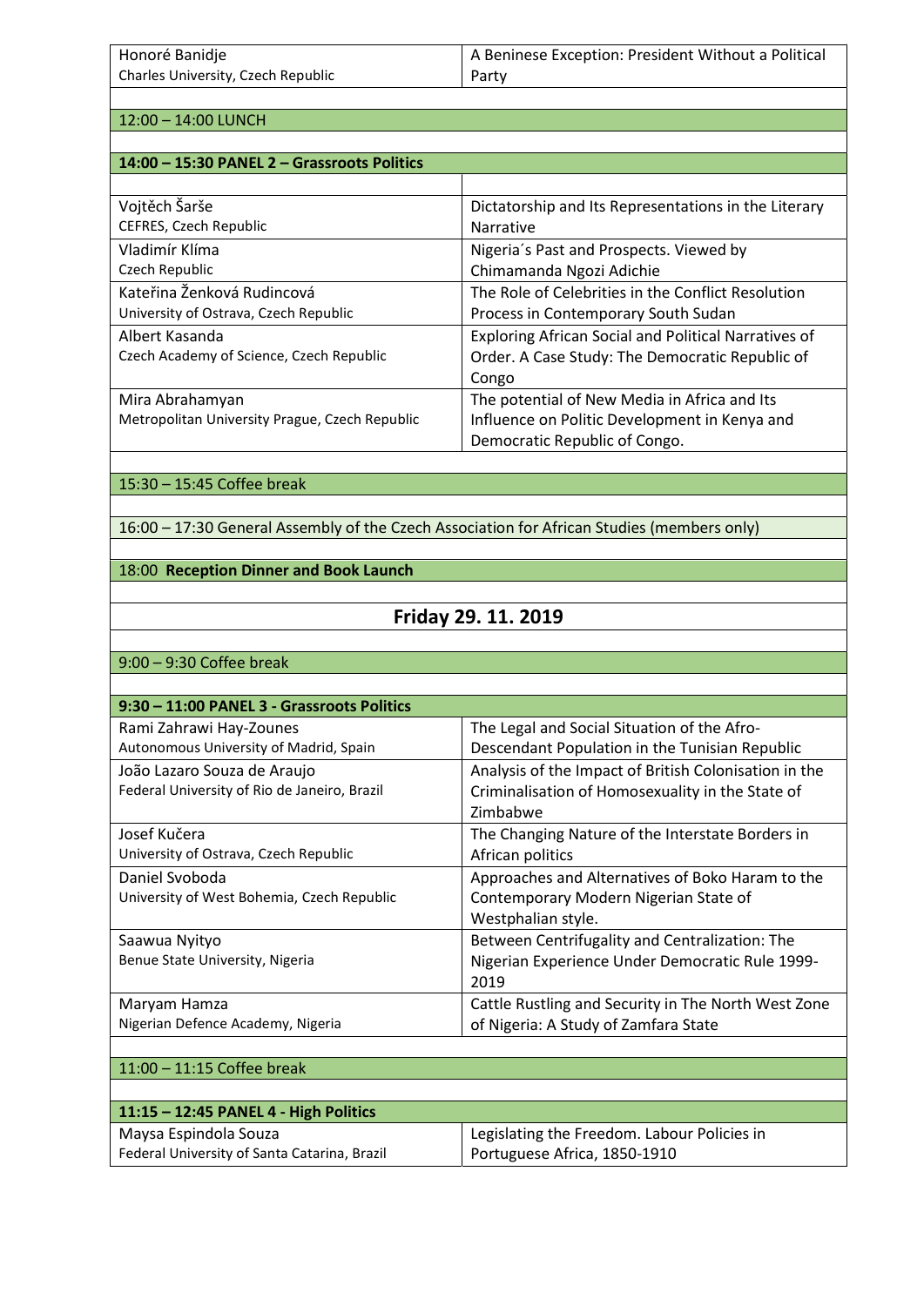| | |
|---|---|
| Honoré Banidje<br>Charles University, Czech Republic | A Beninese Exception: President Without a Political Party |

12:00 – 14:00 LUNCH

**14:00 – 15:30 PANEL 2 – Grassroots Politics**

| | |
|---|---|
| Vojtěch Šarše<br>CEFRES, Czech Republic | Dictatorship and Its Representations in the Literary Narrative |
| Vladimír Klíma<br>Czech Republic | Nigeria´s Past and Prospects. Viewed by Chimamanda Ngozi Adichie |
| Kateřina Ženková Rudincová<br>University of Ostrava, Czech Republic | The Role of Celebrities in the Conflict Resolution Process in Contemporary South Sudan |
| Albert Kasanda<br>Czech Academy of Science, Czech Republic | Exploring African Social and Political Narratives of Order. A Case Study: The Democratic Republic of Congo |
| Mira Abrahamyan<br>Metropolitan University Prague, Czech Republic | The potential of New Media in Africa and Its Influence on Politic Development in Kenya and Democratic Republic of Congo. |

15:30 – 15:45 Coffee break

16:00 – 17:30 General Assembly of the Czech Association for African Studies (members only)

18:00 **Reception Dinner and Book Launch**

## Friday 29. 11. 2019

9:00 – 9:30 Coffee break

**9:30 – 11:00 PANEL 3 - Grassroots Politics**

| | |
|---|---|
| Rami Zahrawi Hay-Zounes<br>Autonomous University of Madrid, Spain | The Legal and Social Situation of the Afro-Descendant Population in the Tunisian Republic |
| João Lazaro Souza de Araujo<br>Federal University of Rio de Janeiro, Brazil | Analysis of the Impact of British Colonisation in the Criminalisation of Homosexuality in the State of Zimbabwe |
| Josef Kučera<br>University of Ostrava, Czech Republic | The Changing Nature of the Interstate Borders in African politics |
| Daniel Svoboda<br>University of West Bohemia, Czech Republic | Approaches and Alternatives of Boko Haram to the Contemporary Modern Nigerian State of Westphalian style. |
| Saawua Nyityo<br>Benue State University, Nigeria | Between Centrifugality and Centralization: The Nigerian Experience Under Democratic Rule 1999-2019 |
| Maryam Hamza<br>Nigerian Defence Academy, Nigeria | Cattle Rustling and Security in The North West Zone of Nigeria: A Study of Zamfara State |

11:00 – 11:15 Coffee break

**11:15 – 12:45 PANEL 4 - High Politics**

| | |
|---|---|
| Maysa Espindola Souza<br>Federal University of Santa Catarina, Brazil | Legislating the Freedom. Labour Policies in Portuguese Africa, 1850-1910 |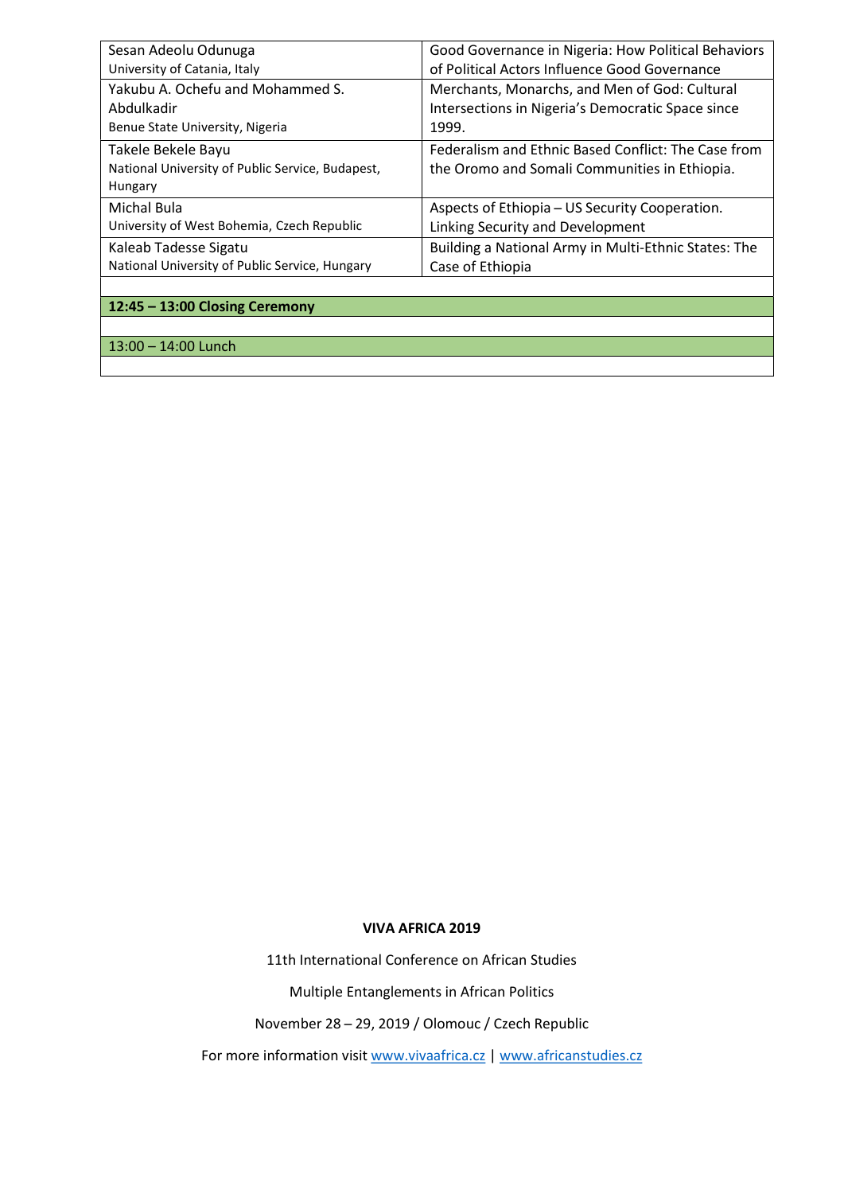| | |
|---|---|
| Sesan Adeolu Odunuga<br>University of Catania, Italy | Good Governance in Nigeria: How Political Behaviors of Political Actors Influence Good Governance |
| Yakubu A. Ochefu and Mohammed S. Abdulkadir<br>Benue State University, Nigeria | Merchants, Monarchs, and Men of God: Cultural Intersections in Nigeria's Democratic Space since 1999. |
| Takele Bekele Bayu<br>National University of Public Service, Budapest, Hungary | Federalism and Ethnic Based Conflict: The Case from the Oromo and Somali Communities in Ethiopia. |
| Michal Bula<br>University of West Bohemia, Czech Republic | Aspects of Ethiopia – US Security Cooperation. Linking Security and Development |
| Kaleab Tadesse Sigatu<br>National University of Public Service, Hungary | Building a National Army in Multi-Ethnic States: The Case of Ethiopia |

**12:45 – 13:00 Closing Ceremony**

13:00 – 14:00 Lunch

**VIVA AFRICA 2019**

11th International Conference on African Studies

Multiple Entanglements in African Politics

November 28 – 29, 2019 / Olomouc / Czech Republic

For more information visit [www.vivaafrica.cz](www.vivaafrica.cz) | [www.africanstudies.cz](www.africanstudies.cz)